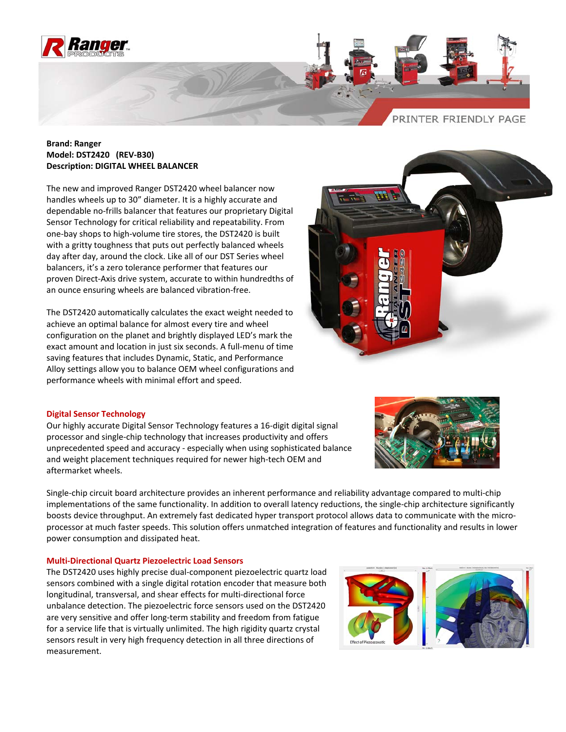**Brand: Ranger**
**Model: DST2420 (REV-B30)**
**Description: DIGITAL WHEEL BALANCER**

The new and improved Ranger DST2420 wheel balancer now handles wheels up to 30" diameter. It is a highly accurate and dependable no-frills balancer that features our proprietary Digital Sensor Technology for critical reliability and repeatability. From one-bay shops to high-volume tire stores, the DST2420 is built with a gritty toughness that puts out perfectly balanced wheels day after day, around the clock. Like all of our DST Series wheel balancers, it's a zero tolerance performer that features our proven Direct-Axis drive system, accurate to within hundredths of an ounce ensuring wheels are balanced vibration-free.

The DST2420 automatically calculates the exact weight needed to achieve an optimal balance for almost every tire and wheel configuration on the planet and brightly displayed LED's mark the exact amount and location in just six seconds. A full-menu of time saving features that includes Dynamic, Static, and Performance Alloy settings allow you to balance OEM wheel configurations and performance wheels with minimal effort and speed.

## Digital Sensor Technology

Our highly accurate Digital Sensor Technology features a 16-digit digital signal processor and single-chip technology that increases productivity and offers unprecedented speed and accuracy - especially when using sophisticated balance and weight placement techniques required for newer high-tech OEM and aftermarket wheels.

Single-chip circuit board architecture provides an inherent performance and reliability advantage compared to multi-chip implementations of the same functionality. In addition to overall latency reductions, the single-chip architecture significantly boosts device throughput. An extremely fast dedicated hyper transport protocol allows data to communicate with the micro-processor at much faster speeds. This solution offers unmatched integration of features and functionality and results in lower power consumption and dissipated heat.

## Multi-Directional Quartz Piezoelectric Load Sensors

The DST2420 uses highly precise dual-component piezoelectric quartz load sensors combined with a single digital rotation encoder that measure both longitudinal, transversal, and shear effects for multi-directional force unbalance detection. The piezoelectric force sensors used on the DST2420 are very sensitive and offer long-term stability and freedom from fatigue for a service life that is virtually unlimited. The high rigidity quartz crystal sensors result in very high frequency detection in all three directions of measurement.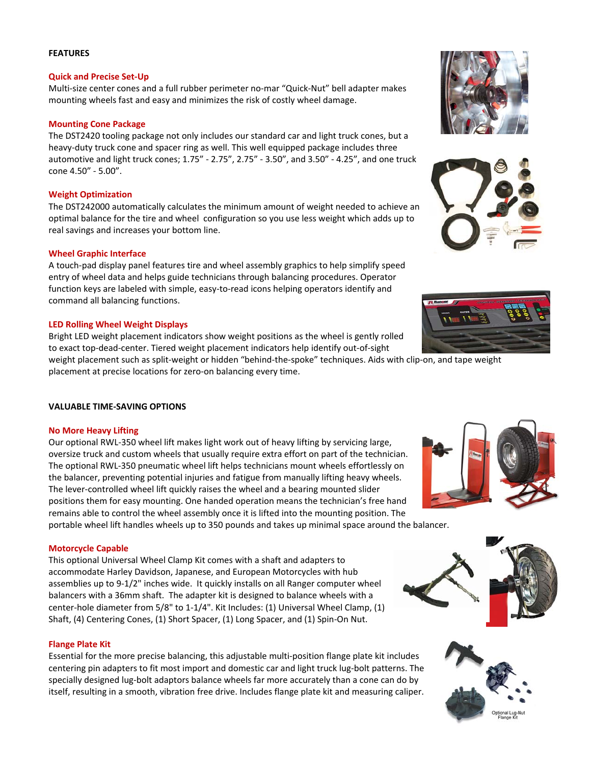## FEATURES

### Quick and Precise Set-Up

Multi-size center cones and a full rubber perimeter no-mar "Quick-Nut" bell adapter makes mounting wheels fast and easy and minimizes the risk of costly wheel damage.

### Mounting Cone Package

The DST2420 tooling package not only includes our standard car and light truck cones, but a heavy-duty truck cone and spacer ring as well. This well equipped package includes three automotive and light truck cones; 1.75" - 2.75", 2.75" - 3.50", and 3.50" - 4.25", and one truck cone 4.50" - 5.00".

### Weight Optimization

The DST242000 automatically calculates the minimum amount of weight needed to achieve an optimal balance for the tire and wheel configuration so you use less weight which adds up to real savings and increases your bottom line.

### Wheel Graphic Interface

A touch-pad display panel features tire and wheel assembly graphics to help simplify speed entry of wheel data and helps guide technicians through balancing procedures. Operator function keys are labeled with simple, easy-to-read icons helping operators identify and command all balancing functions.

### LED Rolling Wheel Weight Displays

Bright LED weight placement indicators show weight positions as the wheel is gently rolled to exact top-dead-center. Tiered weight placement indicators help identify out-of-sight weight placement such as split-weight or hidden "behind-the-spoke" techniques. Aids with clip-on, and tape weight placement at precise locations for zero-on balancing every time.

## VALUABLE TIME-SAVING OPTIONS

### No More Heavy Lifting

Our optional RWL-350 wheel lift makes light work out of heavy lifting by servicing large, oversize truck and custom wheels that usually require extra effort on part of the technician. The optional RWL-350 pneumatic wheel lift helps technicians mount wheels effortlessly on the balancer, preventing potential injuries and fatigue from manually lifting heavy wheels. The lever-controlled wheel lift quickly raises the wheel and a bearing mounted slider positions them for easy mounting. One handed operation means the technician's free hand remains able to control the wheel assembly once it is lifted into the mounting position. The portable wheel lift handles wheels up to 350 pounds and takes up minimal space around the balancer.

### Motorcycle Capable

This optional Universal Wheel Clamp Kit comes with a shaft and adapters to accommodate Harley Davidson, Japanese, and European Motorcycles with hub assemblies up to 9-1/2" inches wide. It quickly installs on all Ranger computer wheel balancers with a 36mm shaft. The adapter kit is designed to balance wheels with a center-hole diameter from 5/8" to 1-1/4". Kit Includes: (1) Universal Wheel Clamp, (1) Shaft, (4) Centering Cones, (1) Short Spacer, (1) Long Spacer, and (1) Spin-On Nut.

### Flange Plate Kit

Essential for the more precise balancing, this adjustable multi-position flange plate kit includes centering pin adapters to fit most import and domestic car and light truck lug-bolt patterns. The specially designed lug-bolt adaptors balance wheels far more accurately than a cone can do by itself, resulting in a smooth, vibration free drive. Includes flange plate kit and measuring caliper.

Optional Lug-Nut Flange Kit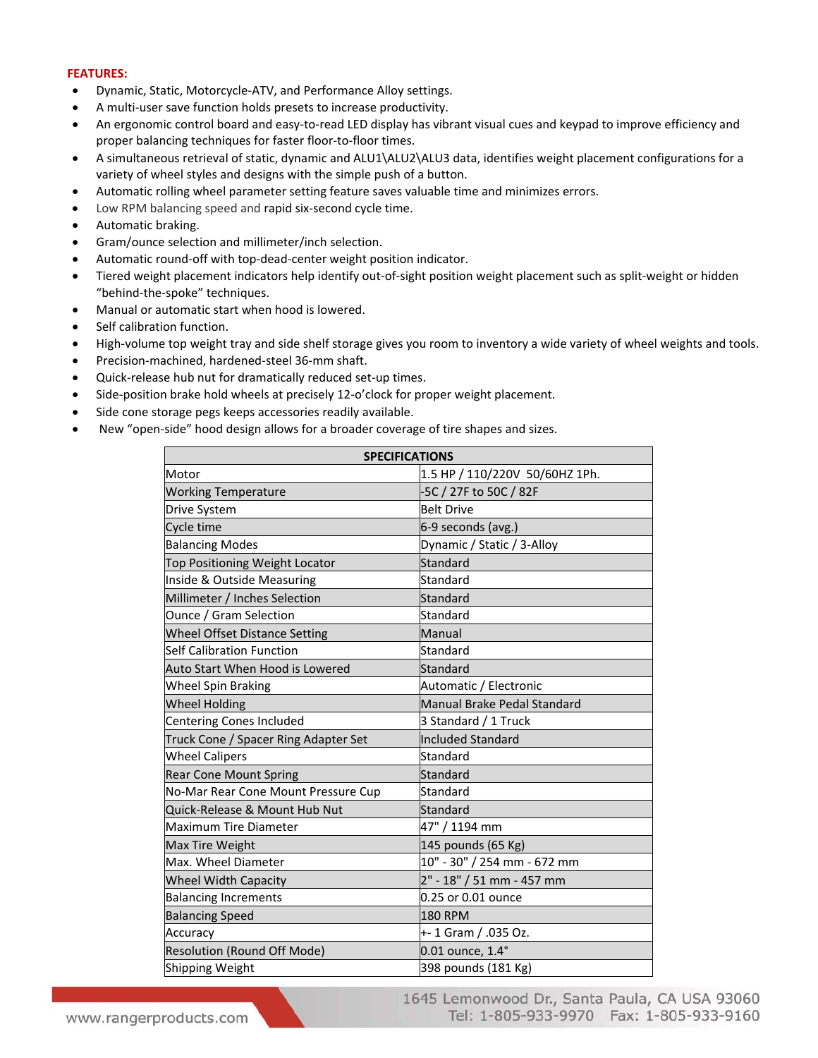**FEATURES:**

- Dynamic, Static, Motorcycle-ATV, and Performance Alloy settings.
- A multi-user save function holds presets to increase productivity.
- An ergonomic control board and easy-to-read LED display has vibrant visual cues and keypad to improve efficiency and proper balancing techniques for faster floor-to-floor times.
- A simultaneous retrieval of static, dynamic and ALU1\ALU2\ALU3 data, identifies weight placement configurations for a variety of wheel styles and designs with the simple push of a button.
- Automatic rolling wheel parameter setting feature saves valuable time and minimizes errors.
- Low RPM balancing speed and rapid six-second cycle time.
- Automatic braking.
- Gram/ounce selection and millimeter/inch selection.
- Automatic round-off with top-dead-center weight position indicator.
- Tiered weight placement indicators help identify out-of-sight position weight placement such as split-weight or hidden "behind-the-spoke" techniques.
- Manual or automatic start when hood is lowered.
- Self calibration function.
- High-volume top weight tray and side shelf storage gives you room to inventory a wide variety of wheel weights and tools.
- Precision-machined, hardened-steel 36-mm shaft.
- Quick-release hub nut for dramatically reduced set-up times.
- Side-position brake hold wheels at precisely 12-o'clock for proper weight placement.
- Side cone storage pegs keeps accessories readily available.
- New "open-side" hood design allows for a broader coverage of tire shapes and sizes.

| SPECIFICATIONS | |
|---|---|
| Motor | 1.5 HP / 110/220V 50/60HZ 1Ph. |
| Working Temperature | -5C / 27F to 50C / 82F |
| Drive System | Belt Drive |
| Cycle time | 6-9 seconds (avg.) |
| Balancing Modes | Dynamic / Static / 3-Alloy |
| Top Positioning Weight Locator | Standard |
| Inside & Outside Measuring | Standard |
| Millimeter / Inches Selection | Standard |
| Ounce / Gram Selection | Standard |
| Wheel Offset Distance Setting | Manual |
| Self Calibration Function | Standard |
| Auto Start When Hood is Lowered | Standard |
| Wheel Spin Braking | Automatic / Electronic |
| Wheel Holding | Manual Brake Pedal Standard |
| Centering Cones Included | 3 Standard / 1 Truck |
| Truck Cone / Spacer Ring Adapter Set | Included Standard |
| Wheel Calipers | Standard |
| Rear Cone Mount Spring | Standard |
| No-Mar Rear Cone Mount Pressure Cup | Standard |
| Quick-Release & Mount Hub Nut | Standard |
| Maximum Tire Diameter | 47" / 1194 mm |
| Max Tire Weight | 145 pounds (65 Kg) |
| Max. Wheel Diameter | 10" - 30" / 254 mm - 672 mm |
| Wheel Width Capacity | 2" - 18" / 51 mm - 457 mm |
| Balancing Increments | 0.25 or 0.01 ounce |
| Balancing Speed | 180 RPM |
| Accuracy | +- 1 Gram / .035 Oz. |
| Resolution (Round Off Mode) | 0.01 ounce, 1.4° |
| Shipping Weight | 398 pounds (181 Kg) |

www.rangerproducts.com

1645 Lemonwood Dr., Santa Paula, CA USA 93060
Tel: 1-805-933-9970 Fax: 1-805-933-9160